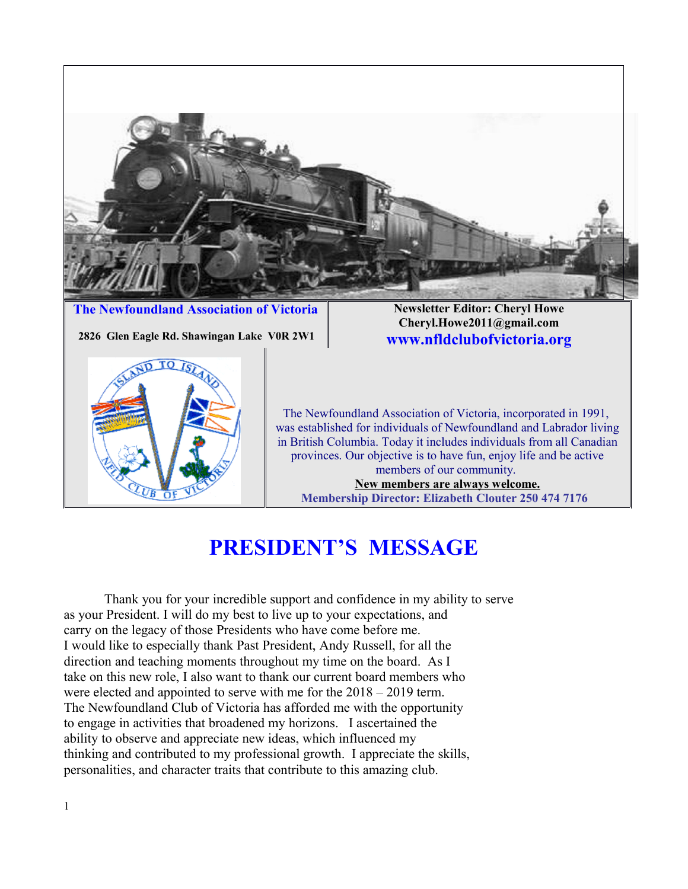**The Newfoundland Association of Victoria**

**2826 Glen Eagle Rd. Shawingan Lake V0R 2W1**

**Newsletter Editor: Cheryl Howe**
**Cheryl.Howe2011@gmail.com**
**www.nfldclubofvictoria.org**

The Newfoundland Association of Victoria, incorporated in 1991, was established for individuals of Newfoundland and Labrador living in British Columbia. Today it includes individuals from all Canadian provinces. Our objective is to have fun, enjoy life and be active members of our community.

**New members are always welcome.**

**Membership Director: Elizabeth Clouter 250 474 7176**

# PRESIDENT'S MESSAGE

Thank you for your incredible support and confidence in my ability to serve as your President. I will do my best to live up to your expectations, and carry on the legacy of those Presidents who have come before me. I would like to especially thank Past President, Andy Russell, for all the direction and teaching moments throughout my time on the board. As I take on this new role, I also want to thank our current board members who were elected and appointed to serve with me for the 2018 – 2019 term. The Newfoundland Club of Victoria has afforded me with the opportunity to engage in activities that broadened my horizons. I ascertained the ability to observe and appreciate new ideas, which influenced my thinking and contributed to my professional growth. I appreciate the skills, personalities, and character traits that contribute to this amazing club.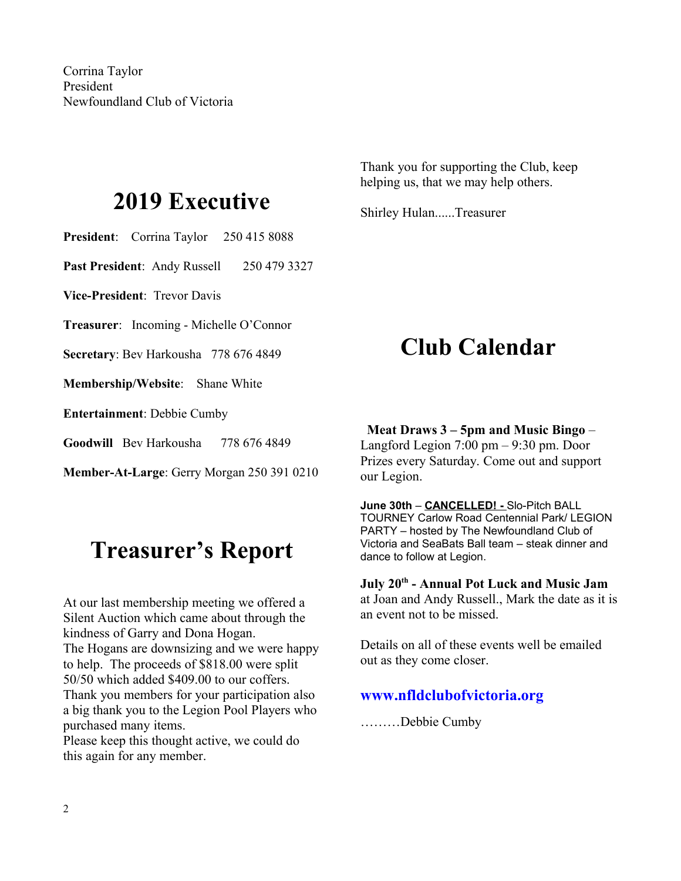Corrina Taylor
President
Newfoundland Club of Victoria

# 2019 Executive

**President**: Corrina Taylor 250 415 8088

**Past President**: Andy Russell 250 479 3327

**Vice-President**: Trevor Davis

**Treasurer**: Incoming - Michelle O'Connor

**Secretary**: Bev Harkousha 778 676 4849

**Membership/Website**: Shane White

**Entertainment**: Debbie Cumby

**Goodwill** Bev Harkousha 778 676 4849

**Member-At-Large**: Gerry Morgan 250 391 0210

# Treasurer's Report

At our last membership meeting we offered a Silent Auction which came about through the kindness of Garry and Dona Hogan.
The Hogans are downsizing and we were happy to help. The proceeds of $818.00 were split 50/50 which added $409.00 to our coffers.
Thank you members for your participation also a big thank you to the Legion Pool Players who purchased many items.
Please keep this thought active, we could do this again for any member.

Thank you for supporting the Club, keep helping us, that we may help others.

Shirley Hulan......Treasurer

# Club Calendar

**Meat Draws 3 – 5pm and Music Bingo** – Langford Legion 7:00 pm – 9:30 pm. Door Prizes every Saturday. Come out and support our Legion.

**June 30th** – **CANCELLED! -** Slo-Pitch BALL TOURNEY Carlow Road Centennial Park/ LEGION PARTY – hosted by The Newfoundland Club of Victoria and SeaBats Ball team – steak dinner and dance to follow at Legion.

**July 20th - Annual Pot Luck and Music Jam** at Joan and Andy Russell., Mark the date as it is an event not to be missed.

Details on all of these events well be emailed out as they come closer.

**www.nfldclubofvictoria.org**

………Debbie Cumby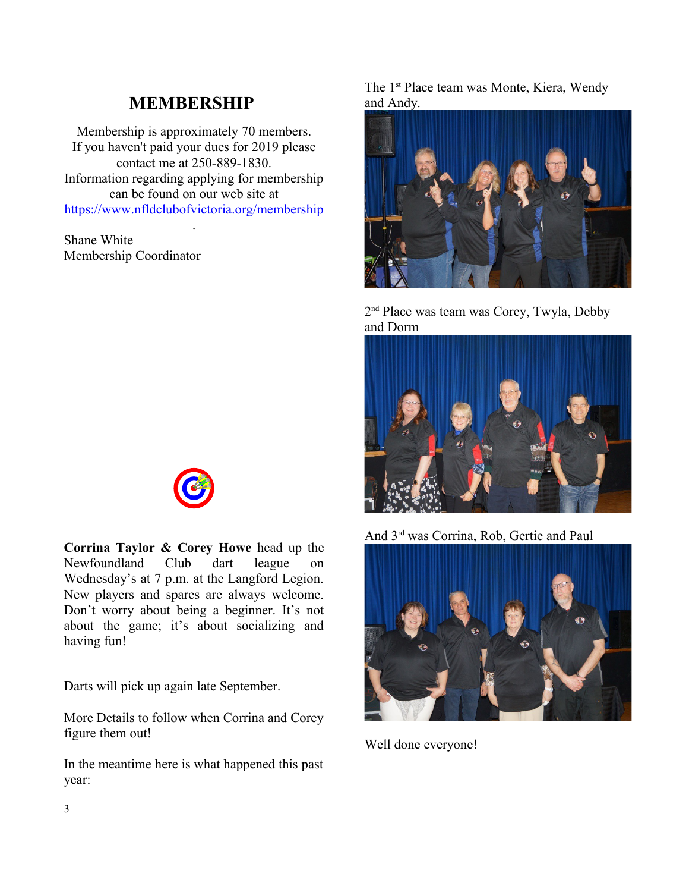## MEMBERSHIP

Membership is approximately 70 members.
If you haven't paid your dues for 2019 please contact me at 250-889-1830.
Information regarding applying for membership can be found on our web site at [https://www.nfldclubofvictoria.org/membership](https://www.nfldclubofvictoria.org/membership)

.

Shane White
Membership Coordinator

**Corrina Taylor & Corey Howe** head up the Newfoundland Club dart league on Wednesday's at 7 p.m. at the Langford Legion. New players and spares are always welcome. Don't worry about being a beginner. It's not about the game; it's about socializing and having fun!

Darts will pick up again late September.

More Details to follow when Corrina and Corey figure them out!

In the meantime here is what happened this past year:

The 1st Place team was Monte, Kiera, Wendy and Andy.

2nd Place was team was Corey, Twyla, Debby and Dorm

And 3rd was Corrina, Rob, Gertie and Paul

Well done everyone!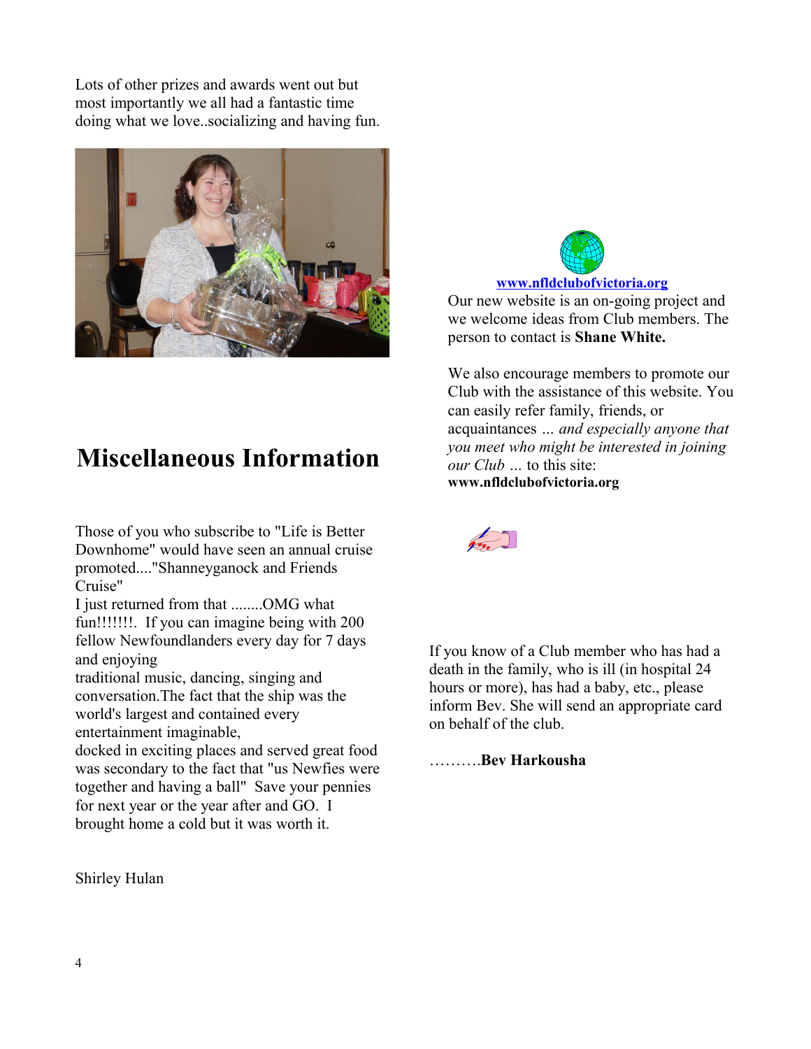Lots of other prizes and awards went out but most importantly we all had a fantastic time doing what we love..socializing and having fun.

# Miscellaneous Information

Those of you who subscribe to "Life is Better Downhome" would have seen an annual cruise promoted...."Shanneyganock and Friends Cruise"
I just returned from that ........OMG what fun!!!!!!!. If you can imagine being with 200 fellow Newfoundlanders every day for 7 days and enjoying
traditional music, dancing, singing and conversation.The fact that the ship was the world's largest and contained every entertainment imaginable,
docked in exciting places and served great food was secondary to the fact that "us Newfies were together and having a ball" Save your pennies for next year or the year after and GO. I brought home a cold but it was worth it.

Shirley Hulan

[www.nfldclubofvictoria.org](http://www.nfldclubofvictoria.org)

Our new website is an on-going project and we welcome ideas from Club members. The person to contact is **Shane White.**

We also encourage members to promote our Club with the assistance of this website. You can easily refer family, friends, or acquaintances ... *and especially anyone that you meet who might be interested in joining our Club* ... to this site:
**www.nfldclubofvictoria.org**

If you know of a Club member who has had a death in the family, who is ill (in hospital 24 hours or more), has had a baby, etc., please inform Bev. She will send an appropriate card on behalf of the club.

……….**Bev Harkousha**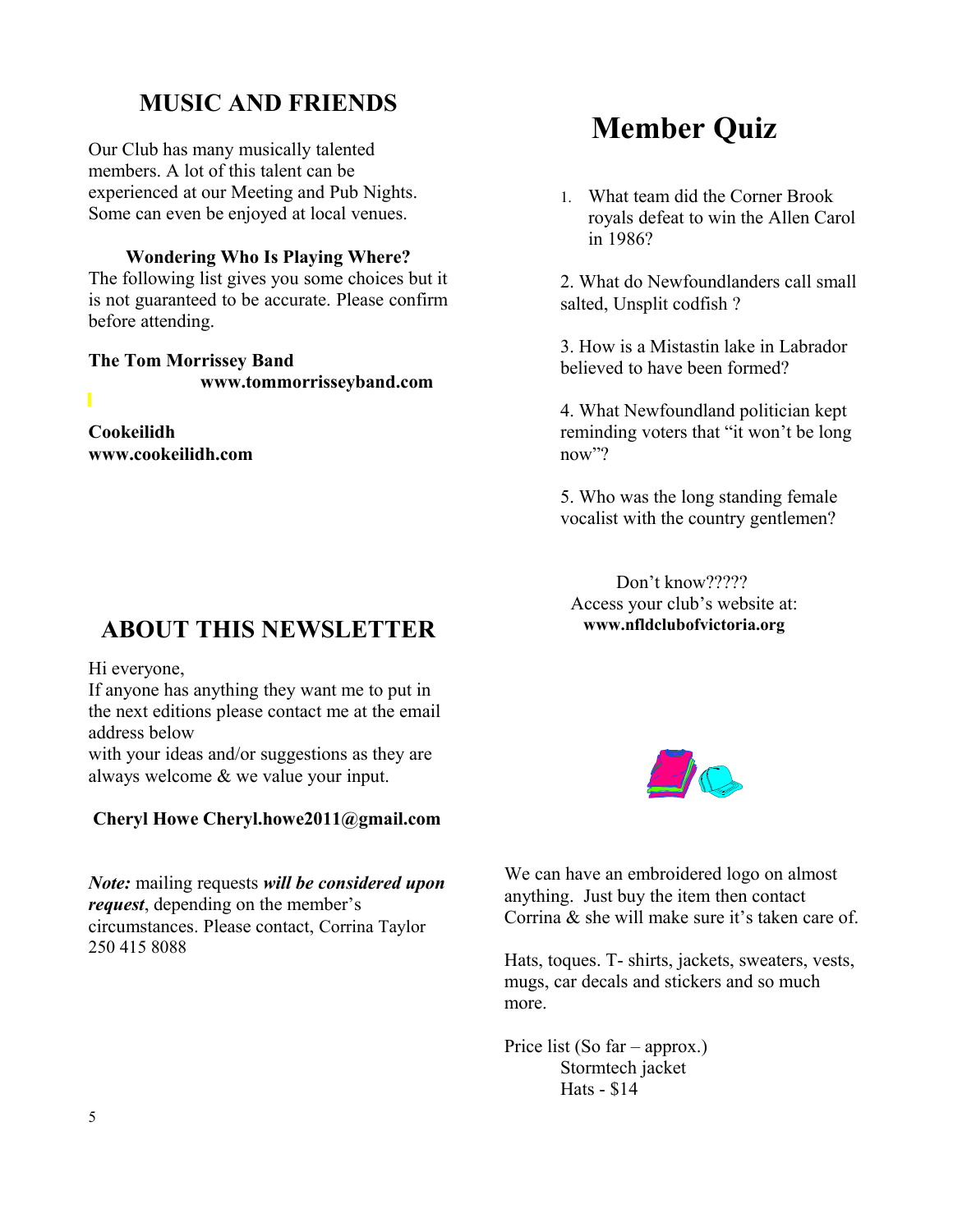## MUSIC AND FRIENDS

Our Club has many musically talented members. A lot of this talent can be experienced at our Meeting and Pub Nights. Some can even be enjoyed at local venues.

**Wondering Who Is Playing Where?**

The following list gives you some choices but it is not guaranteed to be accurate. Please confirm before attending.

**The Tom Morrissey Band**
**www.tommorrisseyband.com**

**Cookeilidh**
**www.cookeilidh.com**

## ABOUT THIS NEWSLETTER

Hi everyone,
If anyone has anything they want me to put in the next editions please contact me at the email address below
with your ideas and/or suggestions as they are always welcome & we value your input.

**Cheryl Howe Cheryl.howe2011@gmail.com**

***Note:*** mailing requests ***will be considered upon request***, depending on the member's circumstances. Please contact, Corrina Taylor 250 415 8088

# Member Quiz

1. What team did the Corner Brook royals defeat to win the Allen Carol in 1986?

2. What do Newfoundlanders call small salted, Unsplit codfish ?

3. How is a Mistastin lake in Labrador believed to have been formed?

4. What Newfoundland politician kept reminding voters that "it won't be long now"?

5. Who was the long standing female vocalist with the country gentlemen?

Don't know?????
Access your club's website at:
**www.nfldclubofvictoria.org**

We can have an embroidered logo on almost anything. Just buy the item then contact Corrina & she will make sure it's taken care of.

Hats, toques. T- shirts, jackets, sweaters, vests, mugs, car decals and stickers and so much more.

Price list (So far – approx.)
Stormtech jacket
Hats - $14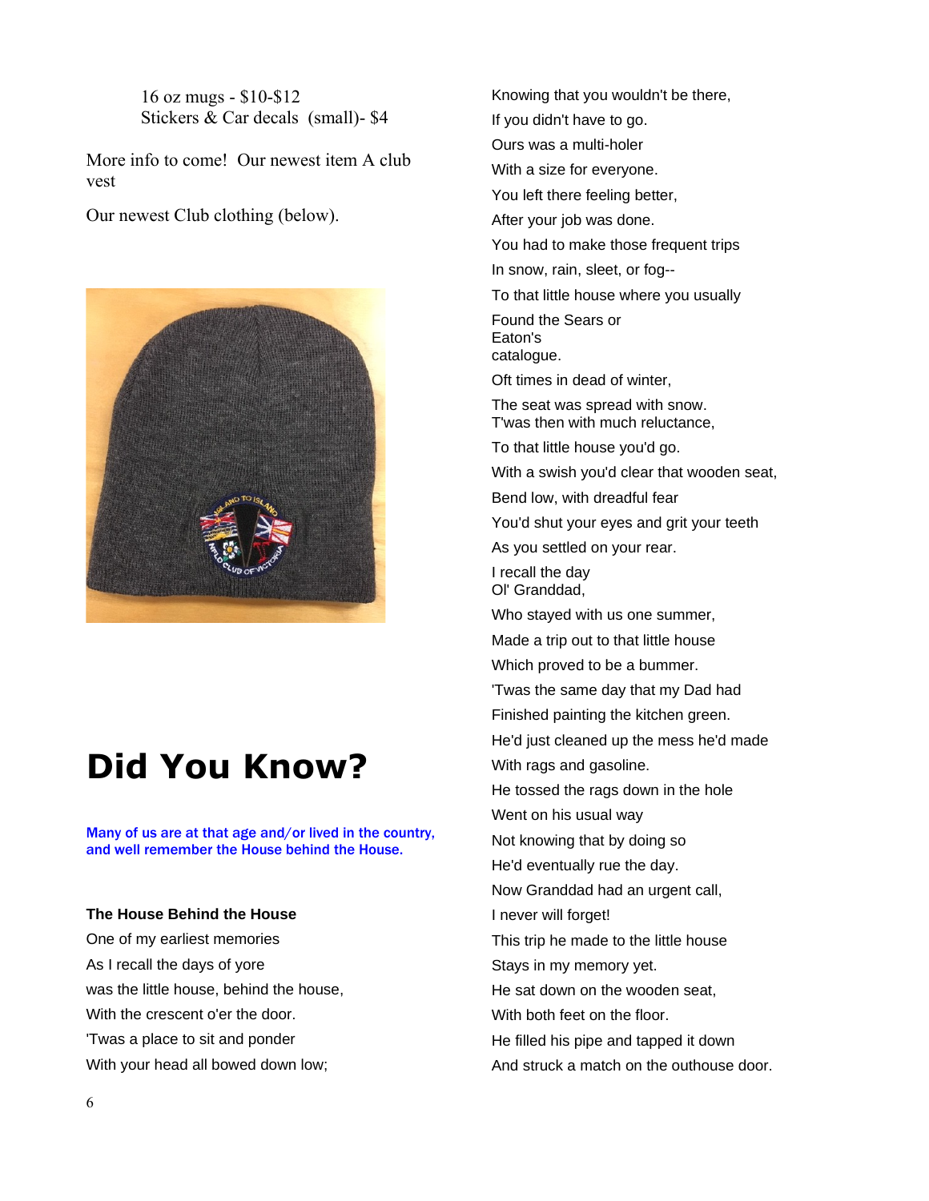16 oz mugs - $10-$12
Stickers & Car decals (small)- $4

More info to come! Our newest item A club vest

Our newest Club clothing (below).

# Did You Know?

Many of us are at that age and/or lived in the country, and well remember the House behind the House.

**The House Behind the House**

One of my earliest memories
As I recall the days of yore
was the little house, behind the house,
With the crescent o'er the door.
'Twas a place to sit and ponder
With your head all bowed down low;
Knowing that you wouldn't be there,
If you didn't have to go.
Ours was a multi-holer
With a size for everyone.
You left there feeling better,
After your job was done.
You had to make those frequent trips
In snow, rain, sleet, or fog--
To that little house where you usually
Found the Sears or
Eaton's
catalogue.
Oft times in dead of winter,
The seat was spread with snow.
T'was then with much reluctance,
To that little house you'd go.
With a swish you'd clear that wooden seat,
Bend low, with dreadful fear
You'd shut your eyes and grit your teeth
As you settled on your rear.
I recall the day
Ol' Granddad,
Who stayed with us one summer,
Made a trip out to that little house
Which proved to be a bummer.
'Twas the same day that my Dad had
Finished painting the kitchen green.
He'd just cleaned up the mess he'd made
With rags and gasoline.
He tossed the rags down in the hole
Went on his usual way
Not knowing that by doing so
He'd eventually rue the day.
Now Granddad had an urgent call,
I never will forget!
This trip he made to the little house
Stays in my memory yet.
He sat down on the wooden seat,
With both feet on the floor.
He filled his pipe and tapped it down
And struck a match on the outhouse door.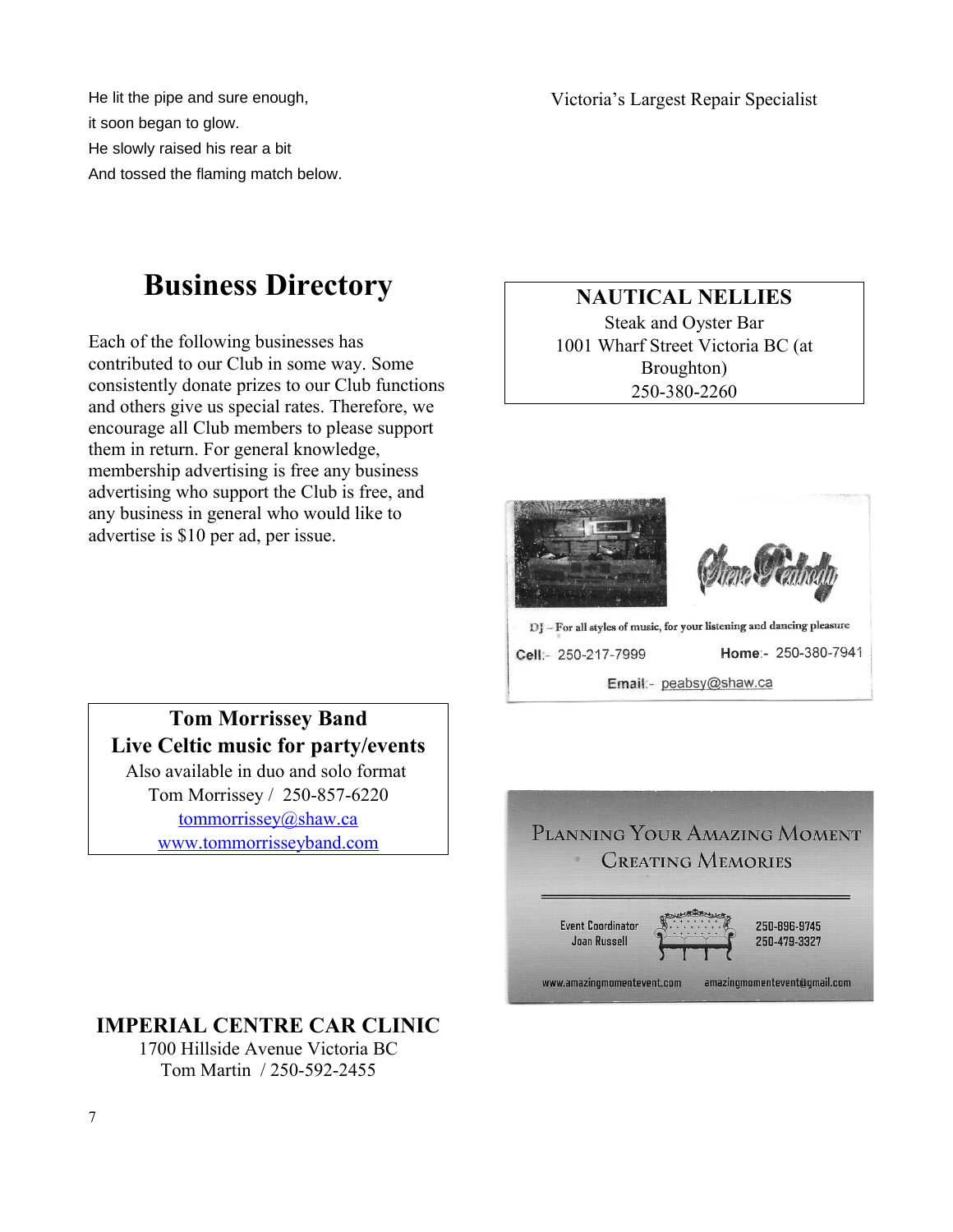He lit the pipe and sure enough,
it soon began to glow.
He slowly raised his rear a bit
And tossed the flaming match below.

Victoria's Largest Repair Specialist

# Business Directory

Each of the following businesses has contributed to our Club in some way. Some consistently donate prizes to our Club functions and others give us special rates. Therefore, we encourage all Club members to please support them in return. For general knowledge, membership advertising is free any business advertising who support the Club is free, and any business in general who would like to advertise is $10 per ad, per issue.

**Tom Morrissey Band**
**Live Celtic music for party/events**
Also available in duo and solo format
Tom Morrissey / 250-857-6220
tommorrissey@shaw.ca
www.tommorrisseyband.com

**IMPERIAL CENTRE CAR CLINIC**
1700 Hillside Avenue Victoria BC
Tom Martin / 250-592-2455

**NAUTICAL NELLIES**
Steak and Oyster Bar
1001 Wharf Street Victoria BC (at Broughton)
250-380-2260

Steve Peabody
DJ – For all styles of music, for your listening and dancing pleasure
Cell:- 250-217-7999 Home:- 250-380-7941
Email:- peabsy@shaw.ca

PLANNING YOUR AMAZING MOMENT
CREATING MEMORIES
Event Coordinator
Joan Russell
250-896-9745
250-479-3327
www.amazingmomentevent.com amazingmomentevent@gmail.com